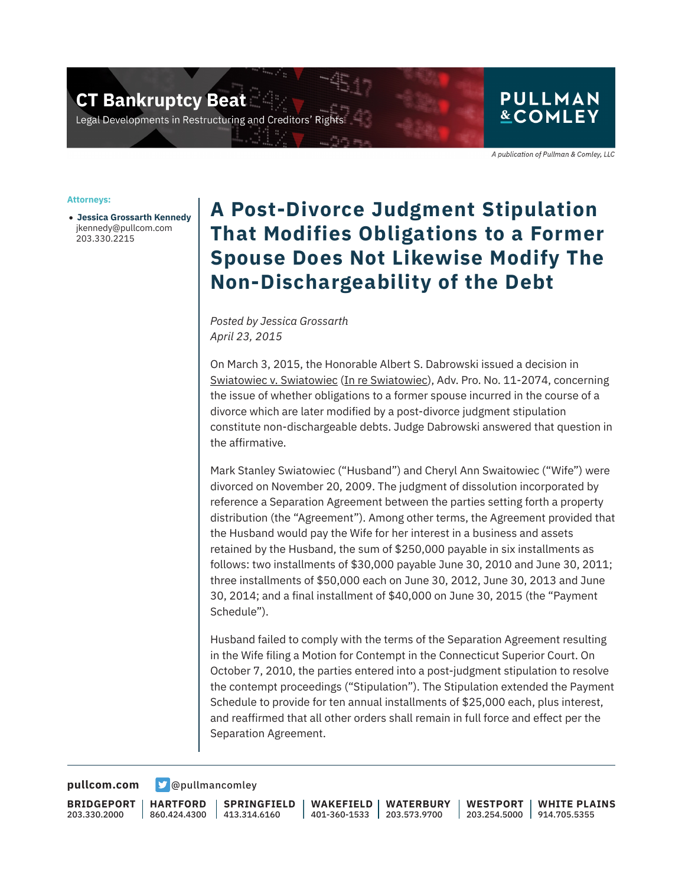CT Bankruptcy Beat

Legal Developments in Restructuring and Creditors' Rights

PULLMAN & COMLEY

*A publication of Pullman & Comley, LLC*

**Attorneys:**

- **Jessica Grossarth Kennedy**
  jkennedy@pullcom.com
  203.330.2215

# A Post-Divorce Judgment Stipulation That Modifies Obligations to a Former Spouse Does Not Likewise Modify The Non-Dischargeability of the Debt

*Posted by Jessica Grossarth*
*April 23, 2015*

On March 3, 2015, the Honorable Albert S. Dabrowski issued a decision in Swiatowiec v. Swiatowiec (In re Swiatowiec), Adv. Pro. No. 11-2074, concerning the issue of whether obligations to a former spouse incurred in the course of a divorce which are later modified by a post-divorce judgment stipulation constitute non-dischargeable debts. Judge Dabrowski answered that question in the affirmative.

Mark Stanley Swiatowiec ("Husband") and Cheryl Ann Swaitowiec ("Wife") were divorced on November 20, 2009. The judgment of dissolution incorporated by reference a Separation Agreement between the parties setting forth a property distribution (the "Agreement"). Among other terms, the Agreement provided that the Husband would pay the Wife for her interest in a business and assets retained by the Husband, the sum of $250,000 payable in six installments as follows: two installments of $30,000 payable June 30, 2010 and June 30, 2011; three installments of $50,000 each on June 30, 2012, June 30, 2013 and June 30, 2014; and a final installment of $40,000 on June 30, 2015 (the "Payment Schedule").

Husband failed to comply with the terms of the Separation Agreement resulting in the Wife filing a Motion for Contempt in the Connecticut Superior Court. On October 7, 2010, the parties entered into a post-judgment stipulation to resolve the contempt proceedings ("Stipulation"). The Stipulation extended the Payment Schedule to provide for ten annual installments of $25,000 each, plus interest, and reaffirmed that all other orders shall remain in full force and effect per the Separation Agreement.

pullcom.com @pullmancomley

BRIDGEPORT 203.330.2000 | HARTFORD 860.424.4300 | SPRINGFIELD 413.314.6160 | WAKEFIELD 401-360-1533 | WATERBURY 203.573.9700 | WESTPORT 203.254.5000 | WHITE PLAINS 914.705.5355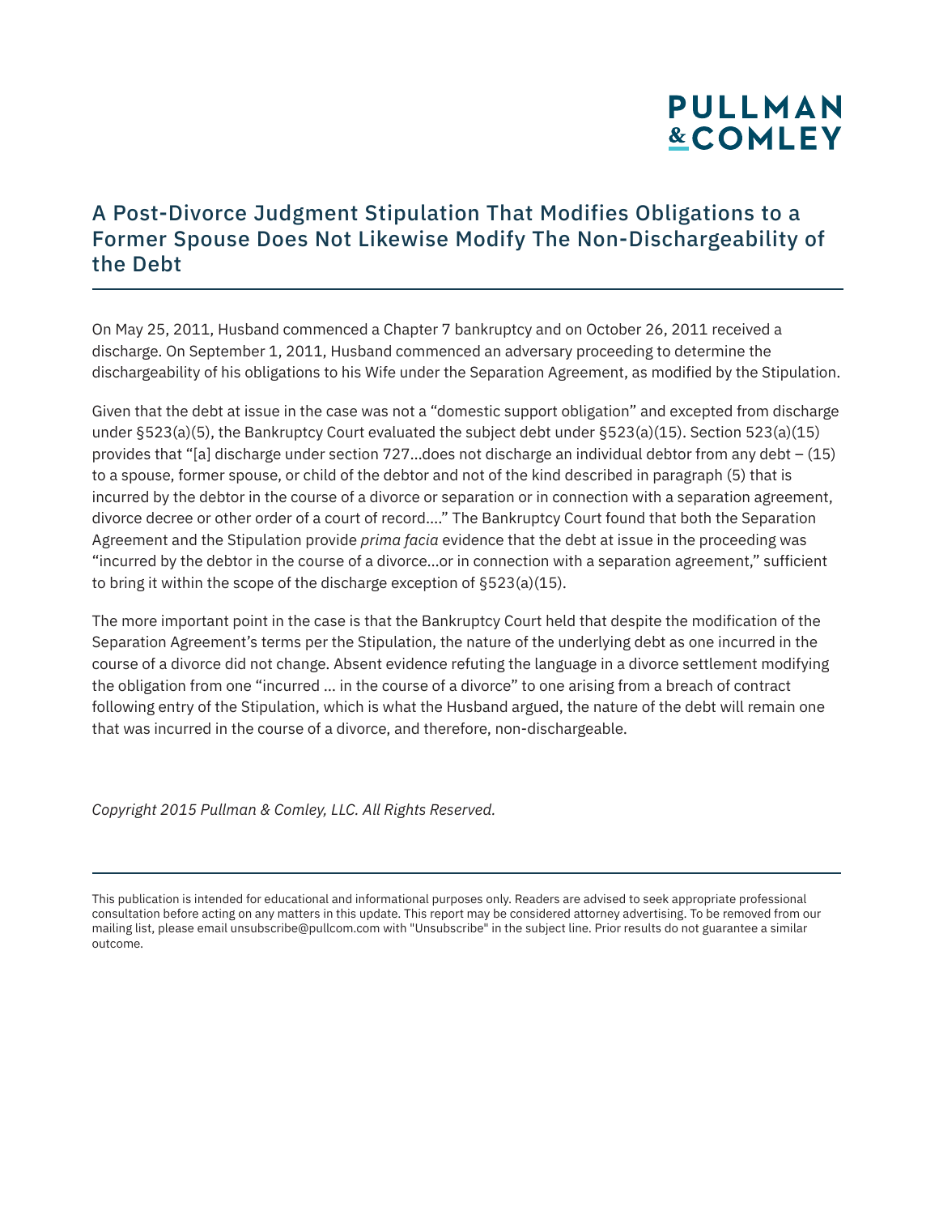PULLMAN & COMLEY

## A Post-Divorce Judgment Stipulation That Modifies Obligations to a Former Spouse Does Not Likewise Modify The Non-Dischargeability of the Debt

On May 25, 2011, Husband commenced a Chapter 7 bankruptcy and on October 26, 2011 received a discharge. On September 1, 2011, Husband commenced an adversary proceeding to determine the dischargeability of his obligations to his Wife under the Separation Agreement, as modified by the Stipulation.

Given that the debt at issue in the case was not a "domestic support obligation" and excepted from discharge under §523(a)(5), the Bankruptcy Court evaluated the subject debt under §523(a)(15). Section 523(a)(15) provides that "[a] discharge under section 727...does not discharge an individual debtor from any debt – (15) to a spouse, former spouse, or child of the debtor and not of the kind described in paragraph (5) that is incurred by the debtor in the course of a divorce or separation or in connection with a separation agreement, divorce decree or other order of a court of record...." The Bankruptcy Court found that both the Separation Agreement and the Stipulation provide *prima facia* evidence that the debt at issue in the proceeding was "incurred by the debtor in the course of a divorce...or in connection with a separation agreement," sufficient to bring it within the scope of the discharge exception of §523(a)(15).

The more important point in the case is that the Bankruptcy Court held that despite the modification of the Separation Agreement's terms per the Stipulation, the nature of the underlying debt as one incurred in the course of a divorce did not change. Absent evidence refuting the language in a divorce settlement modifying the obligation from one "incurred ... in the course of a divorce" to one arising from a breach of contract following entry of the Stipulation, which is what the Husband argued, the nature of the debt will remain one that was incurred in the course of a divorce, and therefore, non-dischargeable.

*Copyright 2015 Pullman & Comley, LLC. All Rights Reserved.*

---

This publication is intended for educational and informational purposes only. Readers are advised to seek appropriate professional consultation before acting on any matters in this update. This report may be considered attorney advertising. To be removed from our mailing list, please email unsubscribe@pullcom.com with "Unsubscribe" in the subject line. Prior results do not guarantee a similar outcome.